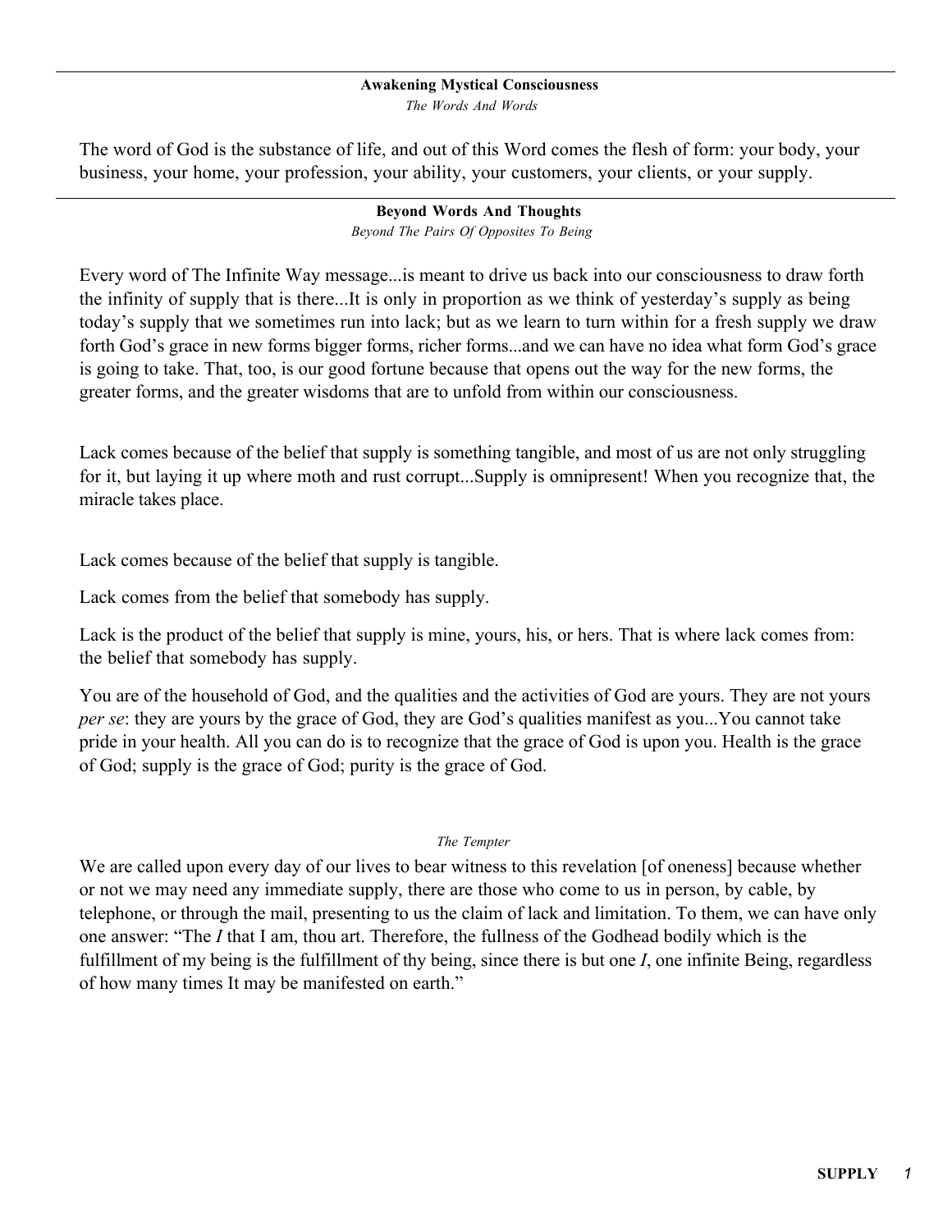### Awakening Mystical Consciousness

*The Words And Words*

The word of God is the substance of life, and out of this Word comes the flesh of form: your body, your business, your home, your profession, your ability, your customers, your clients, or your supply.

---

### Beyond Words And Thoughts

*Beyond The Pairs Of Opposites To Being*

Every word of The Infinite Way message...is meant to drive us back into our consciousness to draw forth the infinity of supply that is there...It is only in proportion as we think of yesterday's supply as being today's supply that we sometimes run into lack; but as we learn to turn within for a fresh supply we draw forth God's grace in new forms bigger forms, richer forms...and we can have no idea what form God's grace is going to take. That, too, is our good fortune because that opens out the way for the new forms, the greater forms, and the greater wisdoms that are to unfold from within our consciousness.

Lack comes because of the belief that supply is something tangible, and most of us are not only struggling for it, but laying it up where moth and rust corrupt...Supply is omnipresent! When you recognize that, the miracle takes place.

Lack comes because of the belief that supply is tangible.

Lack comes from the belief that somebody has supply.

Lack is the product of the belief that supply is mine, yours, his, or hers. That is where lack comes from: the belief that somebody has supply.

You are of the household of God, and the qualities and the activities of God are yours. They are not yours *per se*: they are yours by the grace of God, they are God's qualities manifest as you...You cannot take pride in your health. All you can do is to recognize that the grace of God is upon you. Health is the grace of God; supply is the grace of God; purity is the grace of God.

*The Tempter*

We are called upon every day of our lives to bear witness to this revelation [of oneness] because whether or not we may need any immediate supply, there are those who come to us in person, by cable, by telephone, or through the mail, presenting to us the claim of lack and limitation. To them, we can have only one answer: "The *I* that I am, thou art. Therefore, the fullness of the Godhead bodily which is the fulfillment of my being is the fulfillment of thy being, since there is but one *I*, one infinite Being, regardless of how many times It may be manifested on earth."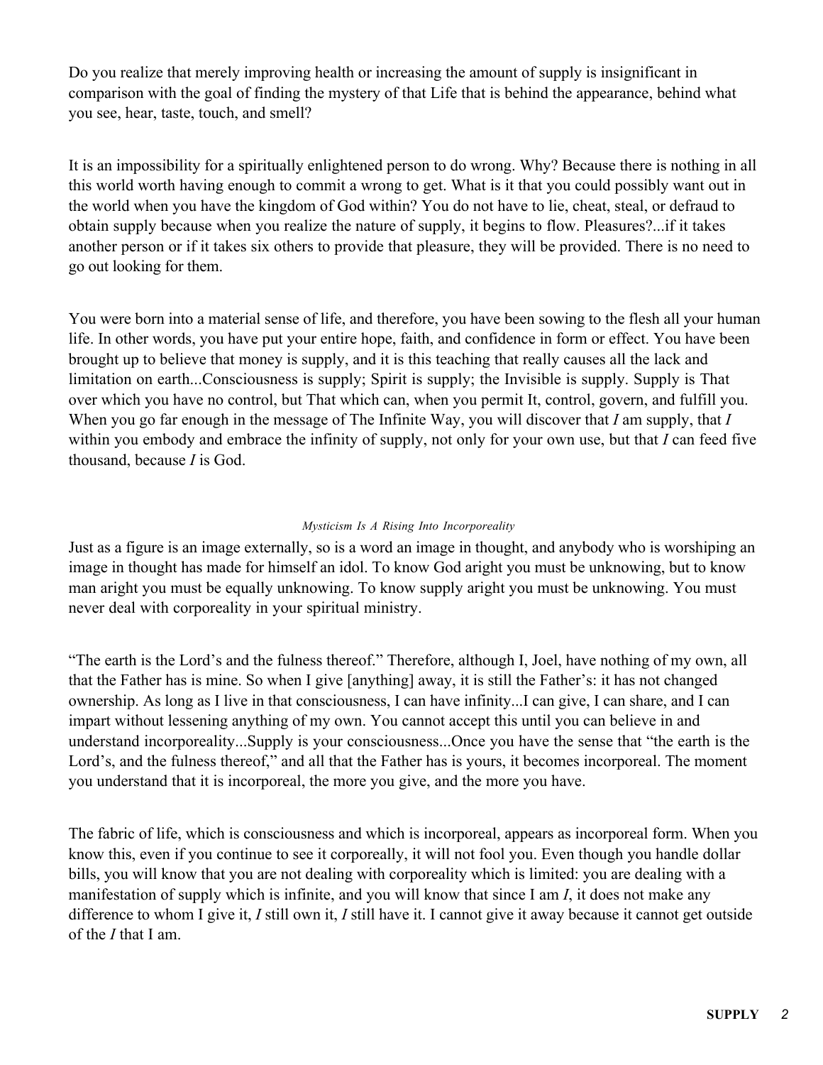Do you realize that merely improving health or increasing the amount of supply is insignificant in comparison with the goal of finding the mystery of that Life that is behind the appearance, behind what you see, hear, taste, touch, and smell?

It is an impossibility for a spiritually enlightened person to do wrong. Why? Because there is nothing in all this world worth having enough to commit a wrong to get. What is it that you could possibly want out in the world when you have the kingdom of God within? You do not have to lie, cheat, steal, or defraud to obtain supply because when you realize the nature of supply, it begins to flow. Pleasures?...if it takes another person or if it takes six others to provide that pleasure, they will be provided. There is no need to go out looking for them.

You were born into a material sense of life, and therefore, you have been sowing to the flesh all your human life. In other words, you have put your entire hope, faith, and confidence in form or effect. You have been brought up to believe that money is supply, and it is this teaching that really causes all the lack and limitation on earth...Consciousness is supply; Spirit is supply; the Invisible is supply. Supply is That over which you have no control, but That which can, when you permit It, control, govern, and fulfill you. When you go far enough in the message of The Infinite Way, you will discover that *I* am supply, that *I* within you embody and embrace the infinity of supply, not only for your own use, but that *I* can feed five thousand, because *I* is God.

###### *Mysticism Is A Rising Into Incorporeality*

Just as a figure is an image externally, so is a word an image in thought, and anybody who is worshiping an image in thought has made for himself an idol. To know God aright you must be unknowing, but to know man aright you must be equally unknowing. To know supply aright you must be unknowing. You must never deal with corporeality in your spiritual ministry.

"The earth is the Lord's and the fulness thereof." Therefore, although I, Joel, have nothing of my own, all that the Father has is mine. So when I give [anything] away, it is still the Father's: it has not changed ownership. As long as I live in that consciousness, I can have infinity...I can give, I can share, and I can impart without lessening anything of my own. You cannot accept this until you can believe in and understand incorporeality...Supply is your consciousness...Once you have the sense that "the earth is the Lord's, and the fulness thereof," and all that the Father has is yours, it becomes incorporeal. The moment you understand that it is incorporeal, the more you give, and the more you have.

The fabric of life, which is consciousness and which is incorporeal, appears as incorporeal form. When you know this, even if you continue to see it corporeally, it will not fool you. Even though you handle dollar bills, you will know that you are not dealing with corporeality which is limited: you are dealing with a manifestation of supply which is infinite, and you will know that since I am *I*, it does not make any difference to whom I give it, *I* still own it, *I* still have it. I cannot give it away because it cannot get outside of the *I* that I am.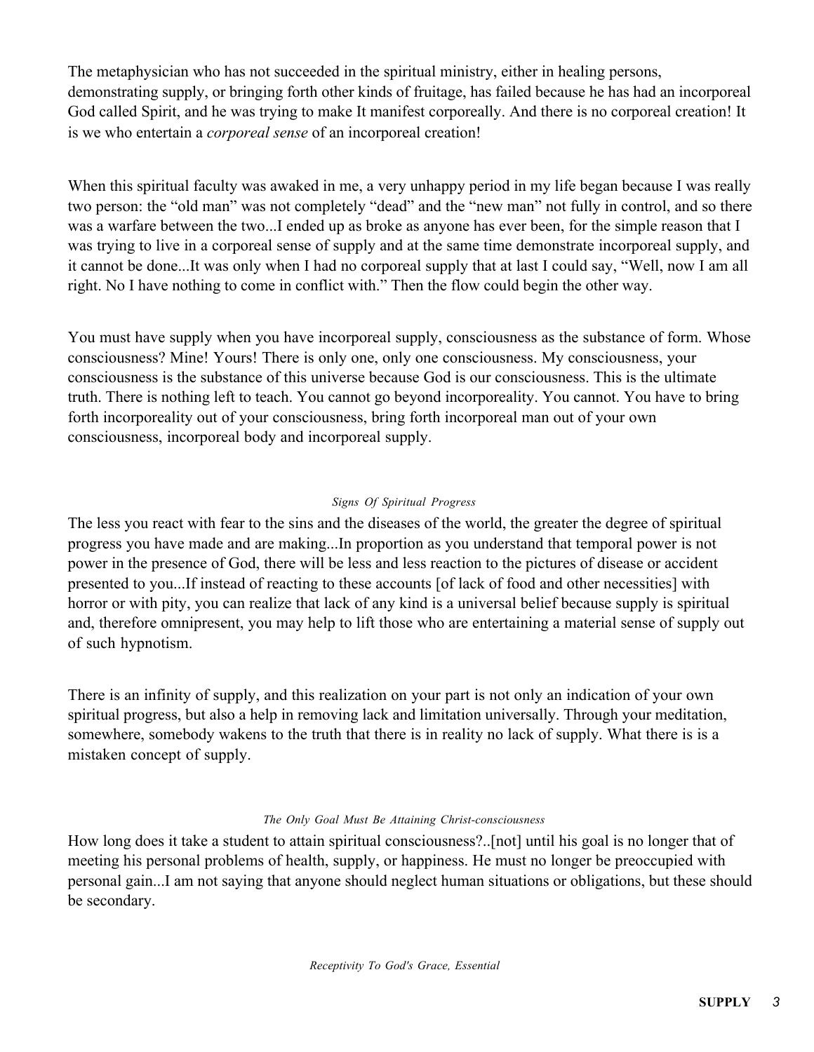The metaphysician who has not succeeded in the spiritual ministry, either in healing persons, demonstrating supply, or bringing forth other kinds of fruitage, has failed because he has had an incorporeal God called Spirit, and he was trying to make It manifest corporeally. And there is no corporeal creation! It is we who entertain a *corporeal sense* of an incorporeal creation!

When this spiritual faculty was awaked in me, a very unhappy period in my life began because I was really two person: the "old man" was not completely "dead" and the "new man" not fully in control, and so there was a warfare between the two...I ended up as broke as anyone has ever been, for the simple reason that I was trying to live in a corporeal sense of supply and at the same time demonstrate incorporeal supply, and it cannot be done...It was only when I had no corporeal supply that at last I could say, "Well, now I am all right. No I have nothing to come in conflict with." Then the flow could begin the other way.

You must have supply when you have incorporeal supply, consciousness as the substance of form. Whose consciousness? Mine! Yours! There is only one, only one consciousness. My consciousness, your consciousness is the substance of this universe because God is our consciousness. This is the ultimate truth. There is nothing left to teach. You cannot go beyond incorporeality. You cannot. You have to bring forth incorporeality out of your consciousness, bring forth incorporeal man out of your own consciousness, incorporeal body and incorporeal supply.

### *Signs Of Spiritual Progress*

The less you react with fear to the sins and the diseases of the world, the greater the degree of spiritual progress you have made and are making...In proportion as you understand that temporal power is not power in the presence of God, there will be less and less reaction to the pictures of disease or accident presented to you...If instead of reacting to these accounts [of lack of food and other necessities] with horror or with pity, you can realize that lack of any kind is a universal belief because supply is spiritual and, therefore omnipresent, you may help to lift those who are entertaining a material sense of supply out of such hypnotism.

There is an infinity of supply, and this realization on your part is not only an indication of your own spiritual progress, but also a help in removing lack and limitation universally. Through your meditation, somewhere, somebody wakens to the truth that there is in reality no lack of supply. What there is is a mistaken concept of supply.

### *The Only Goal Must Be Attaining Christ-consciousness*

How long does it take a student to attain spiritual consciousness?..[not] until his goal is no longer that of meeting his personal problems of health, supply, or happiness. He must no longer be preoccupied with personal gain...I am not saying that anyone should neglect human situations or obligations, but these should be secondary.

### *Receptivity To God's Grace, Essential*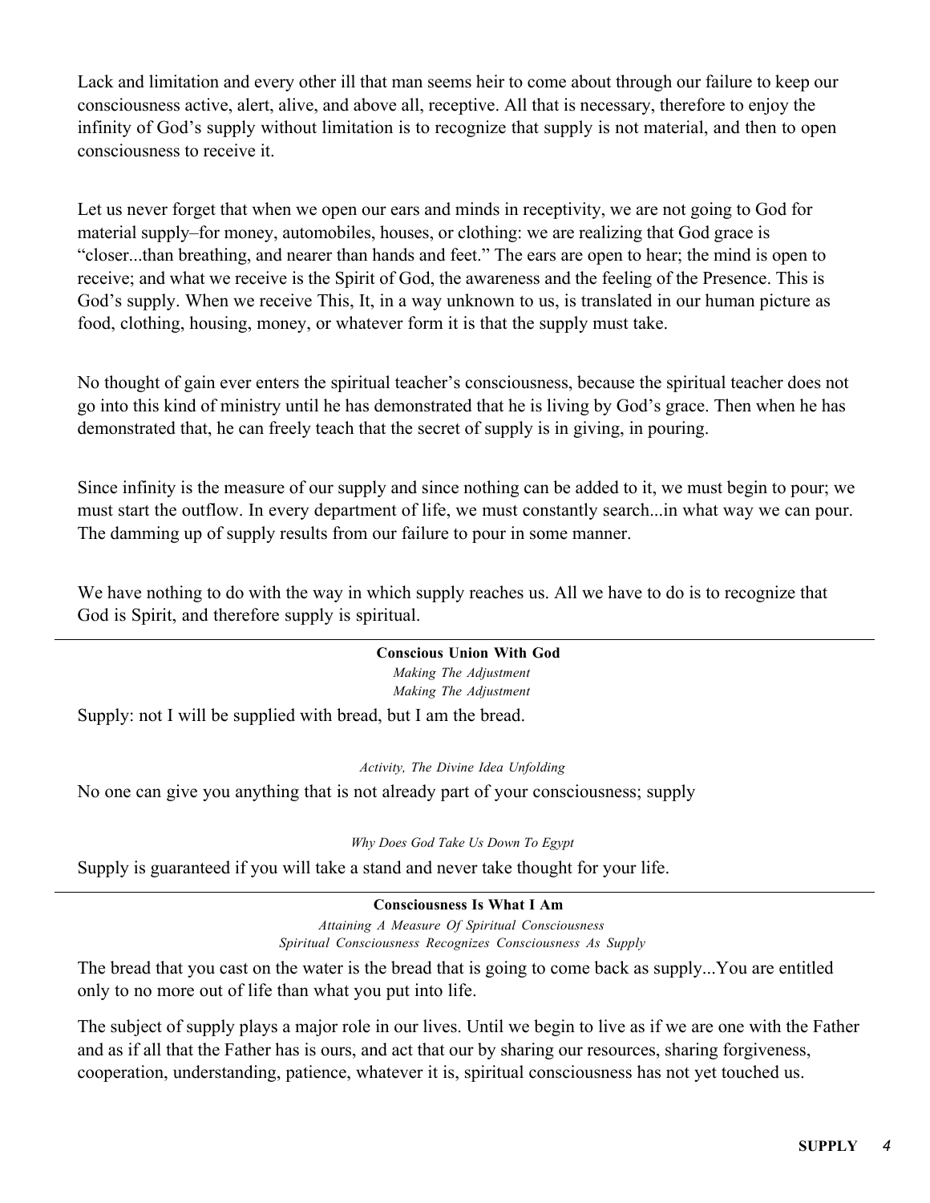Lack and limitation and every other ill that man seems heir to come about through our failure to keep our consciousness active, alert, alive, and above all, receptive. All that is necessary, therefore to enjoy the infinity of God's supply without limitation is to recognize that supply is not material, and then to open consciousness to receive it.

Let us never forget that when we open our ears and minds in receptivity, we are not going to God for material supply–for money, automobiles, houses, or clothing: we are realizing that God grace is "closer...than breathing, and nearer than hands and feet." The ears are open to hear; the mind is open to receive; and what we receive is the Spirit of God, the awareness and the feeling of the Presence. This is God's supply. When we receive This, It, in a way unknown to us, is translated in our human picture as food, clothing, housing, money, or whatever form it is that the supply must take.

No thought of gain ever enters the spiritual teacher's consciousness, because the spiritual teacher does not go into this kind of ministry until he has demonstrated that he is living by God's grace. Then when he has demonstrated that, he can freely teach that the secret of supply is in giving, in pouring.

Since infinity is the measure of our supply and since nothing can be added to it, we must begin to pour; we must start the outflow. In every department of life, we must constantly search...in what way we can pour. The damming up of supply results from our failure to pour in some manner.

We have nothing to do with the way in which supply reaches us. All we have to do is to recognize that God is Spirit, and therefore supply is spiritual.

---

**Conscious Union With God**

*Making The Adjustment*
*Making The Adjustment*

Supply: not I will be supplied with bread, but I am the bread.

*Activity, The Divine Idea Unfolding*

No one can give you anything that is not already part of your consciousness; supply

*Why Does God Take Us Down To Egypt*

Supply is guaranteed if you will take a stand and never take thought for your life.

---

**Consciousness Is What I Am**

*Attaining A Measure Of Spiritual Consciousness*
*Spiritual Consciousness Recognizes Consciousness As Supply*

The bread that you cast on the water is the bread that is going to come back as supply...You are entitled only to no more out of life than what you put into life.

The subject of supply plays a major role in our lives. Until we begin to live as if we are one with the Father and as if all that the Father has is ours, and act that our by sharing our resources, sharing forgiveness, cooperation, understanding, patience, whatever it is, spiritual consciousness has not yet touched us.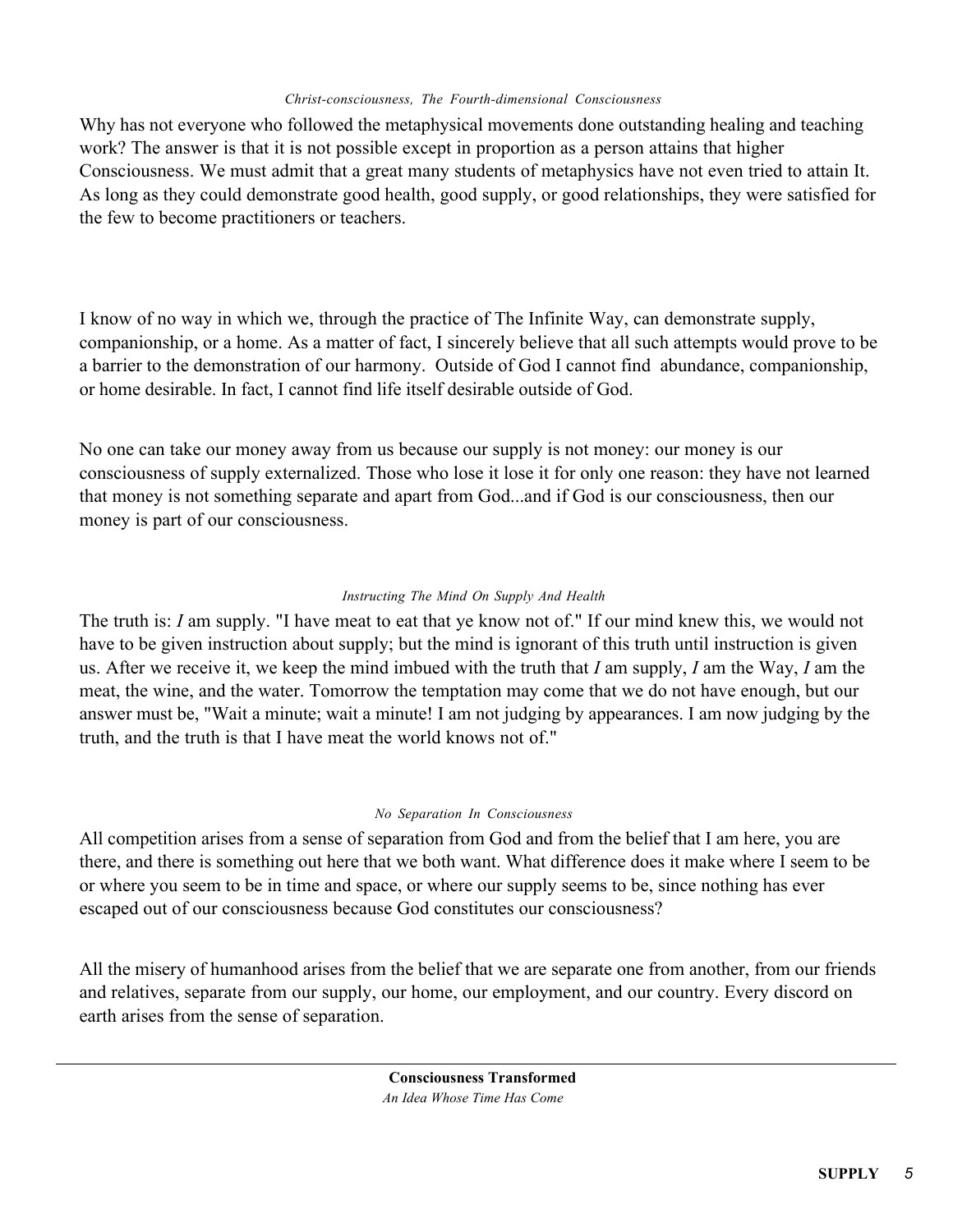*Christ-consciousness, The Fourth-dimensional Consciousness*

Why has not everyone who followed the metaphysical movements done outstanding healing and teaching work? The answer is that it is not possible except in proportion as a person attains that higher Consciousness. We must admit that a great many students of metaphysics have not even tried to attain It. As long as they could demonstrate good health, good supply, or good relationships, they were satisfied for the few to become practitioners or teachers.

I know of no way in which we, through the practice of The Infinite Way, can demonstrate supply, companionship, or a home. As a matter of fact, I sincerely believe that all such attempts would prove to be a barrier to the demonstration of our harmony. Outside of God I cannot find abundance, companionship, or home desirable. In fact, I cannot find life itself desirable outside of God.

No one can take our money away from us because our supply is not money: our money is our consciousness of supply externalized. Those who lose it lose it for only one reason: they have not learned that money is not something separate and apart from God...and if God is our consciousness, then our money is part of our consciousness.

*Instructing The Mind On Supply And Health*

The truth is: *I* am supply. "I have meat to eat that ye know not of." If our mind knew this, we would not have to be given instruction about supply; but the mind is ignorant of this truth until instruction is given us. After we receive it, we keep the mind imbued with the truth that *I* am supply, *I* am the Way, *I* am the meat, the wine, and the water. Tomorrow the temptation may come that we do not have enough, but our answer must be, "Wait a minute; wait a minute! I am not judging by appearances. I am now judging by the truth, and the truth is that I have meat the world knows not of."

*No Separation In Consciousness*

All competition arises from a sense of separation from God and from the belief that I am here, you are there, and there is something out here that we both want. What difference does it make where I seem to be or where you seem to be in time and space, or where our supply seems to be, since nothing has ever escaped out of our consciousness because God constitutes our consciousness?

All the misery of humanhood arises from the belief that we are separate one from another, from our friends and relatives, separate from our supply, our home, our employment, and our country. Every discord on earth arises from the sense of separation.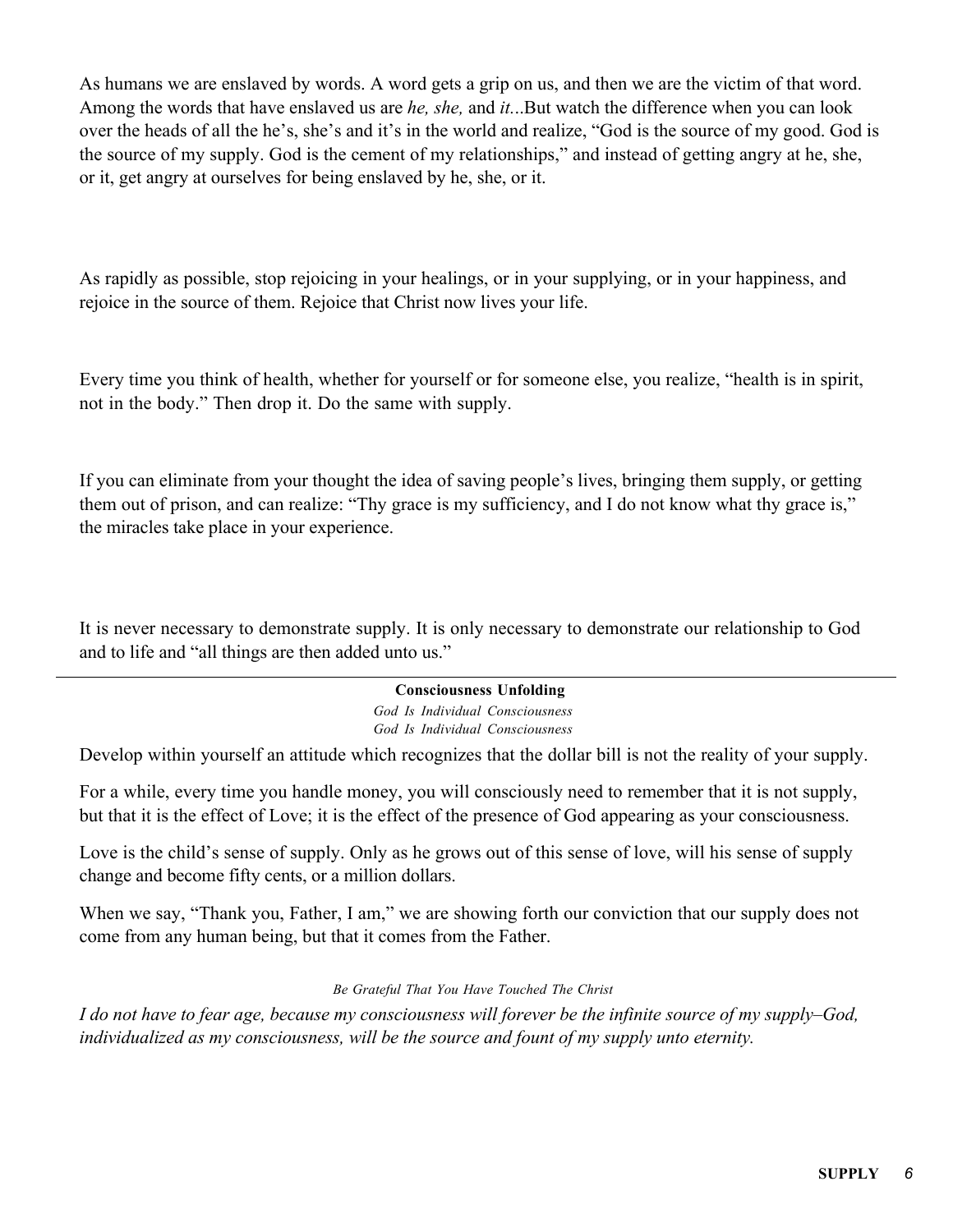As humans we are enslaved by words. A word gets a grip on us, and then we are the victim of that word. Among the words that have enslaved us are *he, she,* and *it*...But watch the difference when you can look over the heads of all the he's, she's and it's in the world and realize, "God is the source of my good. God is the source of my supply. God is the cement of my relationships," and instead of getting angry at he, she, or it, get angry at ourselves for being enslaved by he, she, or it.

As rapidly as possible, stop rejoicing in your healings, or in your supplying, or in your happiness, and rejoice in the source of them. Rejoice that Christ now lives your life.

Every time you think of health, whether for yourself or for someone else, you realize, "health is in spirit, not in the body." Then drop it. Do the same with supply.

If you can eliminate from your thought the idea of saving people's lives, bringing them supply, or getting them out of prison, and can realize: "Thy grace is my sufficiency, and I do not know what thy grace is," the miracles take place in your experience.

It is never necessary to demonstrate supply. It is only necessary to demonstrate our relationship to God and to life and "all things are then added unto us."

---

**Consciousness Unfolding**

*God Is Individual Consciousness*
*God Is Individual Consciousness*

Develop within yourself an attitude which recognizes that the dollar bill is not the reality of your supply.

For a while, every time you handle money, you will consciously need to remember that it is not supply, but that it is the effect of Love; it is the effect of the presence of God appearing as your consciousness.

Love is the child's sense of supply. Only as he grows out of this sense of love, will his sense of supply change and become fifty cents, or a million dollars.

When we say, "Thank you, Father, I am," we are showing forth our conviction that our supply does not come from any human being, but that it comes from the Father.

*Be Grateful That You Have Touched The Christ*

*I do not have to fear age, because my consciousness will forever be the infinite source of my supply–God, individualized as my consciousness, will be the source and fount of my supply unto eternity.*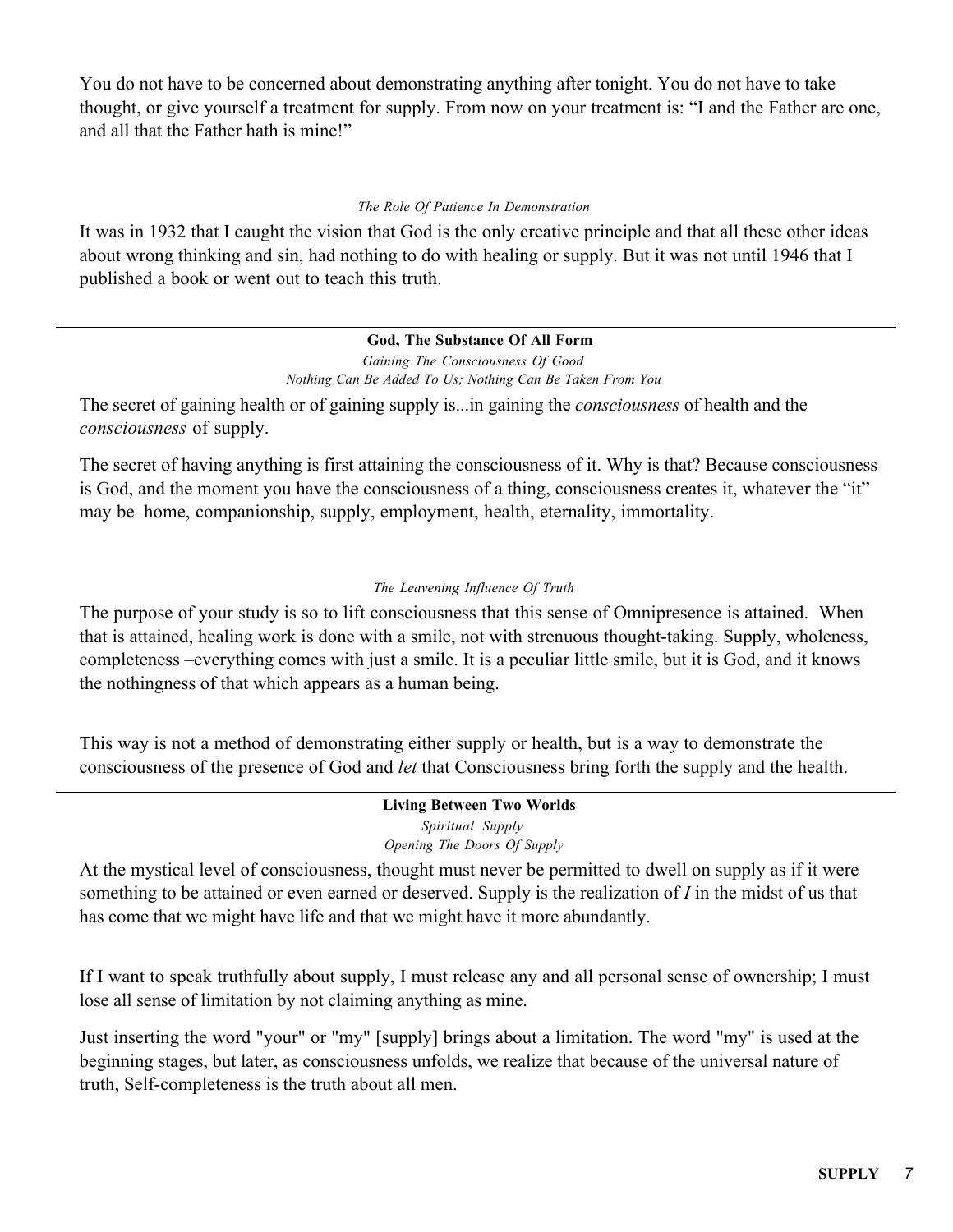You do not have to be concerned about demonstrating anything after tonight. You do not have to take thought, or give yourself a treatment for supply. From now on your treatment is: “I and the Father are one, and all that the Father hath is mine!”

*The Role Of Patience In Demonstration*

It was in 1932 that I caught the vision that God is the only creative principle and that all these other ideas about wrong thinking and sin, had nothing to do with healing or supply. But it was not until 1946 that I published a book or went out to teach this truth.

---

**God, The Substance Of All Form**

*Gaining The Consciousness Of Good*

*Nothing Can Be Added To Us; Nothing Can Be Taken From You*

The secret of gaining health or of gaining supply is...in gaining the *consciousness* of health and the *consciousness* of supply.

The secret of having anything is first attaining the consciousness of it. Why is that? Because consciousness is God, and the moment you have the consciousness of a thing, consciousness creates it, whatever the “it” may be–home, companionship, supply, employment, health, eternality, immortality.

*The Leavening Influence Of Truth*

The purpose of your study is so to lift consciousness that this sense of Omnipresence is attained. When that is attained, healing work is done with a smile, not with strenuous thought-taking. Supply, wholeness, completeness –everything comes with just a smile. It is a peculiar little smile, but it is God, and it knows the nothingness of that which appears as a human being.

This way is not a method of demonstrating either supply or health, but is a way to demonstrate the consciousness of the presence of God and *let* that Consciousness bring forth the supply and the health.

---

**Living Between Two Worlds**

*Spiritual Supply*

*Opening The Doors Of Supply*

At the mystical level of consciousness, thought must never be permitted to dwell on supply as if it were something to be attained or even earned or deserved. Supply is the realization of *I* in the midst of us that has come that we might have life and that we might have it more abundantly.

If I want to speak truthfully about supply, I must release any and all personal sense of ownership; I must lose all sense of limitation by not claiming anything as mine.

Just inserting the word "your" or "my" [supply] brings about a limitation. The word "my" is used at the beginning stages, but later, as consciousness unfolds, we realize that because of the universal nature of truth, Self-completeness is the truth about all men.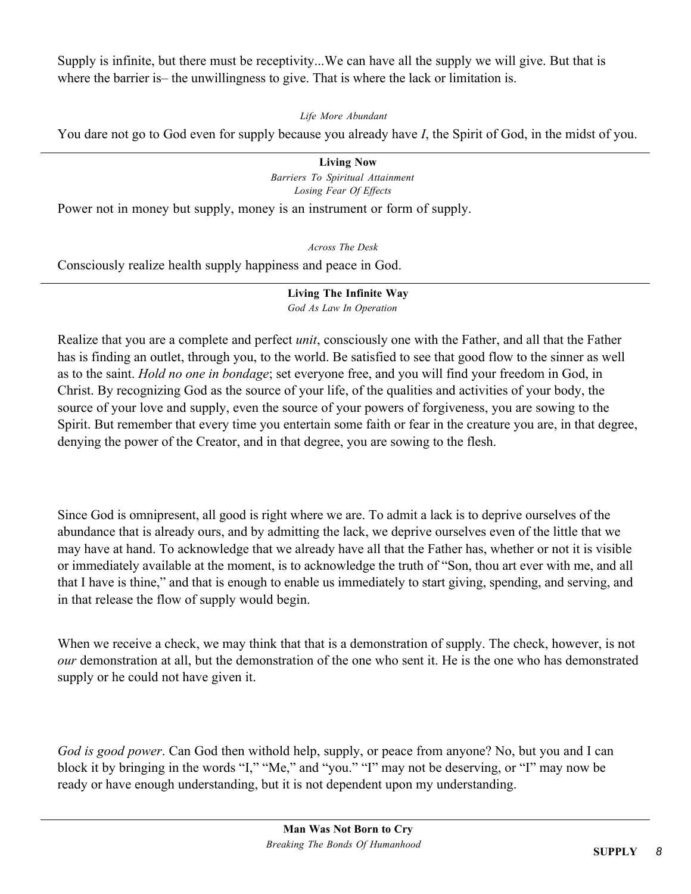Supply is infinite, but there must be receptivity...We can have all the supply we will give. But that is where the barrier is– the unwillingness to give. That is where the lack or limitation is.

*Life More Abundant*

You dare not go to God even for supply because you already have *I*, the Spirit of God, in the midst of you.

---

**Living Now**

*Barriers To Spiritual Attainment*

*Losing Fear Of Effects*

Power not in money but supply, money is an instrument or form of supply.

*Across The Desk*

Consciously realize health supply happiness and peace in God.

---

**Living The Infinite Way**

*God As Law In Operation*

Realize that you are a complete and perfect *unit*, consciously one with the Father, and all that the Father has is finding an outlet, through you, to the world. Be satisfied to see that good flow to the sinner as well as to the saint. *Hold no one in bondage*; set everyone free, and you will find your freedom in God, in Christ. By recognizing God as the source of your life, of the qualities and activities of your body, the source of your love and supply, even the source of your powers of forgiveness, you are sowing to the Spirit. But remember that every time you entertain some faith or fear in the creature you are, in that degree, denying the power of the Creator, and in that degree, you are sowing to the flesh.

Since God is omnipresent, all good is right where we are. To admit a lack is to deprive ourselves of the abundance that is already ours, and by admitting the lack, we deprive ourselves even of the little that we may have at hand. To acknowledge that we already have all that the Father has, whether or not it is visible or immediately available at the moment, is to acknowledge the truth of "Son, thou art ever with me, and all that I have is thine," and that is enough to enable us immediately to start giving, spending, and serving, and in that release the flow of supply would begin.

When we receive a check, we may think that that is a demonstration of supply. The check, however, is not *our* demonstration at all, but the demonstration of the one who sent it. He is the one who has demonstrated supply or he could not have given it.

*God is good power*. Can God then withold help, supply, or peace from anyone? No, but you and I can block it by bringing in the words "I," "Me," and "you." "I" may not be deserving, or "I" may now be ready or have enough understanding, but it is not dependent upon my understanding.

---

**Man Was Not Born to Cry**

*Breaking The Bonds Of Humanhood*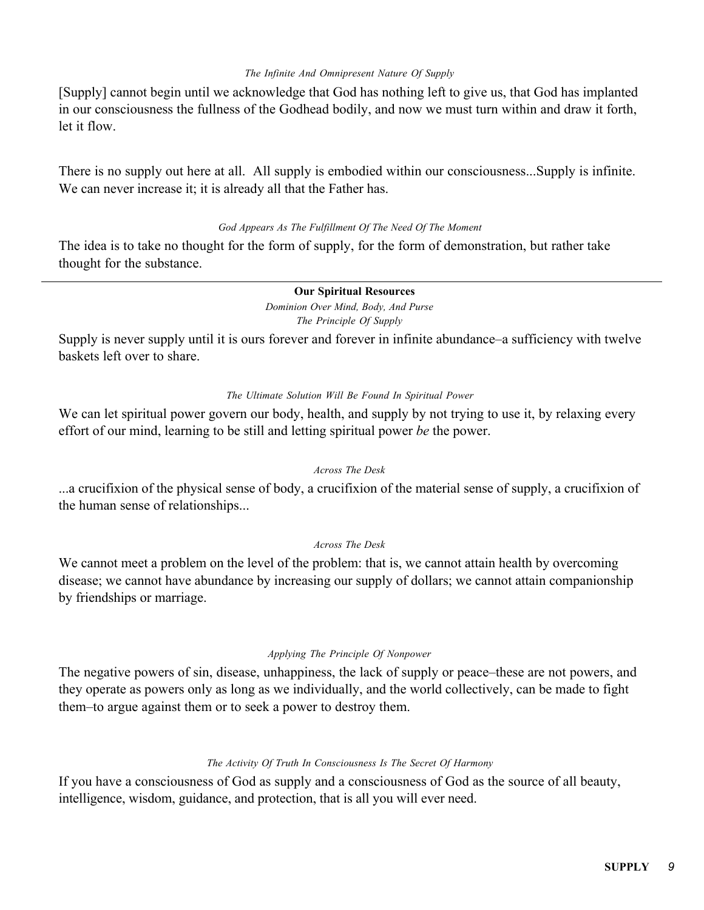*The Infinite And Omnipresent Nature Of Supply*

[Supply] cannot begin until we acknowledge that God has nothing left to give us, that God has implanted in our consciousness the fullness of the Godhead bodily, and now we must turn within and draw it forth, let it flow.

There is no supply out here at all. All supply is embodied within our consciousness...Supply is infinite. We can never increase it; it is already all that the Father has.

*God Appears As The Fulfillment Of The Need Of The Moment*

The idea is to take no thought for the form of supply, for the form of demonstration, but rather take thought for the substance.

---

**Our Spiritual Resources**

*Dominion Over Mind, Body, And Purse*

*The Principle Of Supply*

Supply is never supply until it is ours forever and forever in infinite abundance–a sufficiency with twelve baskets left over to share.

*The Ultimate Solution Will Be Found In Spiritual Power*

We can let spiritual power govern our body, health, and supply by not trying to use it, by relaxing every effort of our mind, learning to be still and letting spiritual power *be* the power.

*Across The Desk*

...a crucifixion of the physical sense of body, a crucifixion of the material sense of supply, a crucifixion of the human sense of relationships...

*Across The Desk*

We cannot meet a problem on the level of the problem: that is, we cannot attain health by overcoming disease; we cannot have abundance by increasing our supply of dollars; we cannot attain companionship by friendships or marriage.

*Applying The Principle Of Nonpower*

The negative powers of sin, disease, unhappiness, the lack of supply or peace–these are not powers, and they operate as powers only as long as we individually, and the world collectively, can be made to fight them–to argue against them or to seek a power to destroy them.

*The Activity Of Truth In Consciousness Is The Secret Of Harmony*

If you have a consciousness of God as supply and a consciousness of God as the source of all beauty, intelligence, wisdom, guidance, and protection, that is all you will ever need.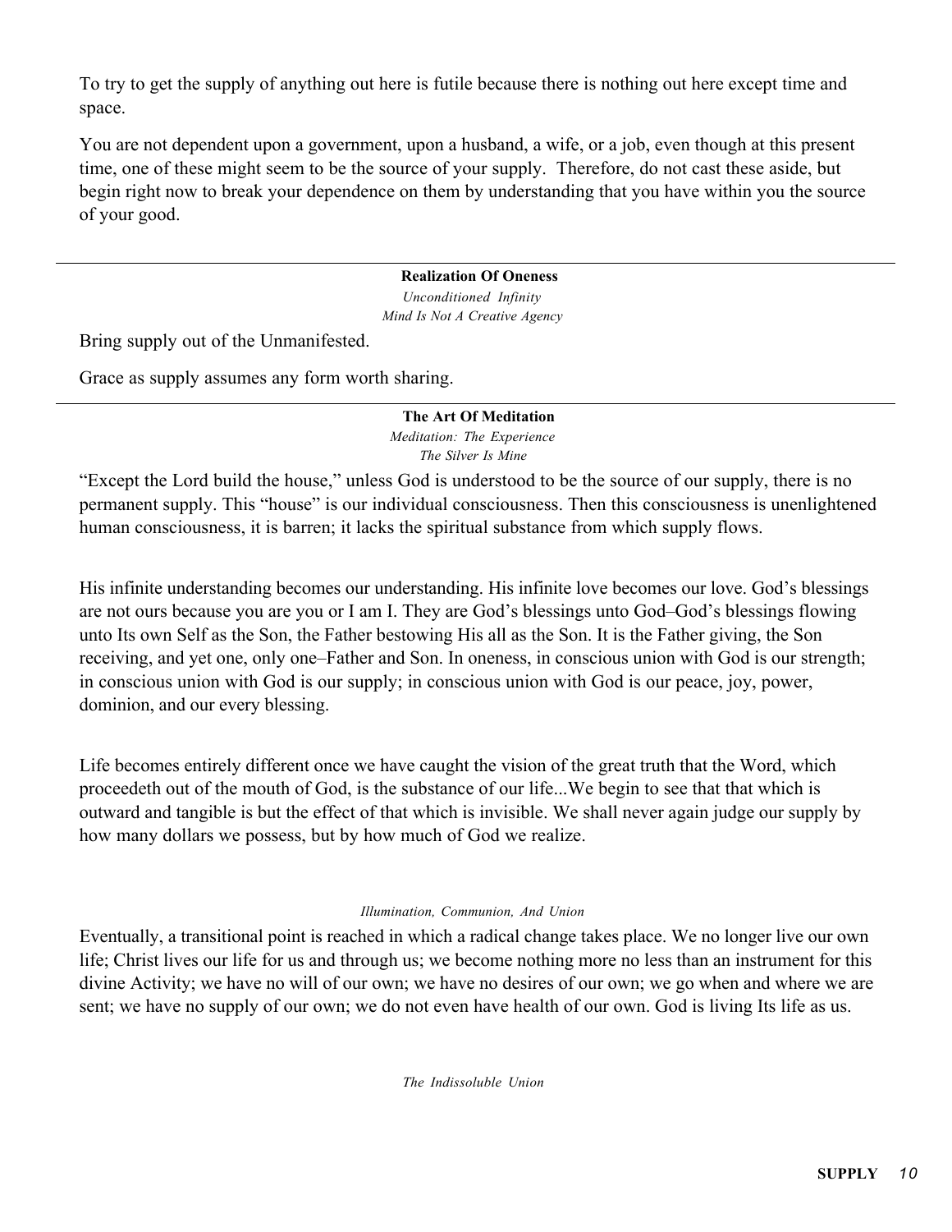To try to get the supply of anything out here is futile because there is nothing out here except time and space.

You are not dependent upon a government, upon a husband, a wife, or a job, even though at this present time, one of these might seem to be the source of your supply. Therefore, do not cast these aside, but begin right now to break your dependence on them by understanding that you have within you the source of your good.

---

**Realization Of Oneness**

*Unconditioned Infinity*

*Mind Is Not A Creative Agency*

Bring supply out of the Unmanifested.

Grace as supply assumes any form worth sharing.

---

**The Art Of Meditation**

*Meditation: The Experience*

*The Silver Is Mine*

"Except the Lord build the house," unless God is understood to be the source of our supply, there is no permanent supply. This "house" is our individual consciousness. Then this consciousness is unenlightened human consciousness, it is barren; it lacks the spiritual substance from which supply flows.

His infinite understanding becomes our understanding. His infinite love becomes our love. God's blessings are not ours because you are you or I am I. They are God's blessings unto God–God's blessings flowing unto Its own Self as the Son, the Father bestowing His all as the Son. It is the Father giving, the Son receiving, and yet one, only one–Father and Son. In oneness, in conscious union with God is our strength; in conscious union with God is our supply; in conscious union with God is our peace, joy, power, dominion, and our every blessing.

Life becomes entirely different once we have caught the vision of the great truth that the Word, which proceedeth out of the mouth of God, is the substance of our life...We begin to see that that which is outward and tangible is but the effect of that which is invisible. We shall never again judge our supply by how many dollars we possess, but by how much of God we realize.

*Illumination, Communion, And Union*

Eventually, a transitional point is reached in which a radical change takes place. We no longer live our own life; Christ lives our life for us and through us; we become nothing more no less than an instrument for this divine Activity; we have no will of our own; we have no desires of our own; we go when and where we are sent; we have no supply of our own; we do not even have health of our own. God is living Its life as us.

*The Indissoluble Union*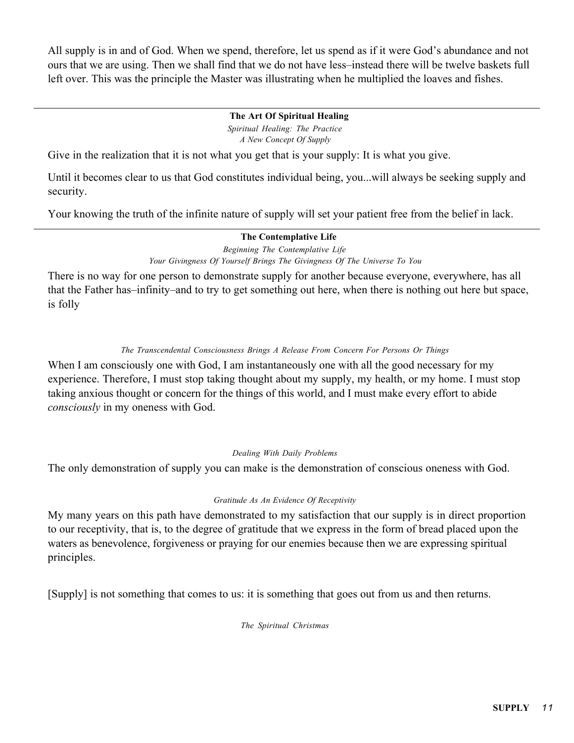All supply is in and of God. When we spend, therefore, let us spend as if it were God's abundance and not ours that we are using. Then we shall find that we do not have less–instead there will be twelve baskets full left over. This was the principle the Master was illustrating when he multiplied the loaves and fishes.

---

**The Art Of Spiritual Healing**

*Spiritual Healing: The Practice*
*A New Concept Of Supply*

Give in the realization that it is not what you get that is your supply: It is what you give.

Until it becomes clear to us that God constitutes individual being, you...will always be seeking supply and security.

Your knowing the truth of the infinite nature of supply will set your patient free from the belief in lack.

---

**The Contemplative Life**

*Beginning The Contemplative Life*
*Your Givingness Of Yourself Brings The Givingness Of The Universe To You*

There is no way for one person to demonstrate supply for another because everyone, everywhere, has all that the Father has–infinity–and to try to get something out here, when there is nothing out here but space, is folly

*The Transcendental Consciousness Brings A Release From Concern For Persons Or Things*

When I am consciously one with God, I am instantaneously one with all the good necessary for my experience. Therefore, I must stop taking thought about my supply, my health, or my home. I must stop taking anxious thought or concern for the things of this world, and I must make every effort to abide *consciously* in my oneness with God.

*Dealing With Daily Problems*

The only demonstration of supply you can make is the demonstration of conscious oneness with God.

*Gratitude As An Evidence Of Receptivity*

My many years on this path have demonstrated to my satisfaction that our supply is in direct proportion to our receptivity, that is, to the degree of gratitude that we express in the form of bread placed upon the waters as benevolence, forgiveness or praying for our enemies because then we are expressing spiritual principles.

[Supply] is not something that comes to us: it is something that goes out from us and then returns.

*The Spiritual Christmas*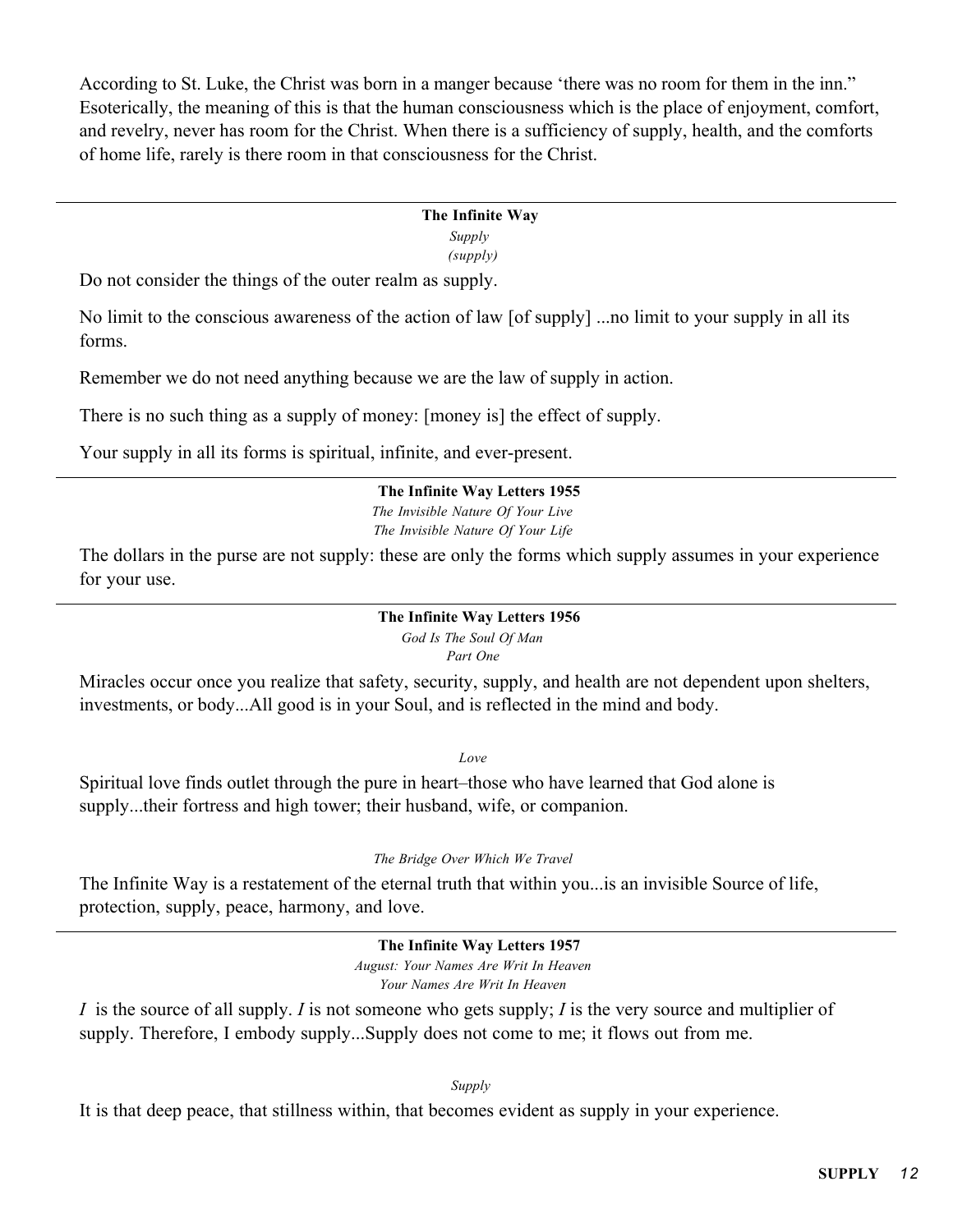According to St. Luke, the Christ was born in a manger because 'there was no room for them in the inn." Esoterically, the meaning of this is that the human consciousness which is the place of enjoyment, comfort, and revelry, never has room for the Christ. When there is a sufficiency of supply, health, and the comforts of home life, rarely is there room in that consciousness for the Christ.

---

**The Infinite Way**

*Supply*

*(supply)*

Do not consider the things of the outer realm as supply.

No limit to the conscious awareness of the action of law [of supply] ...no limit to your supply in all its forms.

Remember we do not need anything because we are the law of supply in action.

There is no such thing as a supply of money: [money is] the effect of supply.

Your supply in all its forms is spiritual, infinite, and ever-present.

---

**The Infinite Way Letters 1955**

*The Invisible Nature Of Your Live*

*The Invisible Nature Of Your Life*

The dollars in the purse are not supply: these are only the forms which supply assumes in your experience for your use.

---

**The Infinite Way Letters 1956**

*God Is The Soul Of Man*

*Part One*

Miracles occur once you realize that safety, security, supply, and health are not dependent upon shelters, investments, or body...All good is in your Soul, and is reflected in the mind and body.

*Love*

Spiritual love finds outlet through the pure in heart–those who have learned that God alone is supply...their fortress and high tower; their husband, wife, or companion.

*The Bridge Over Which We Travel*

The Infinite Way is a restatement of the eternal truth that within you...is an invisible Source of life, protection, supply, peace, harmony, and love.

---

**The Infinite Way Letters 1957**

*August: Your Names Are Writ In Heaven*

*Your Names Are Writ In Heaven*

*I* is the source of all supply. *I* is not someone who gets supply; *I* is the very source and multiplier of supply. Therefore, I embody supply...Supply does not come to me; it flows out from me.

*Supply*

It is that deep peace, that stillness within, that becomes evident as supply in your experience.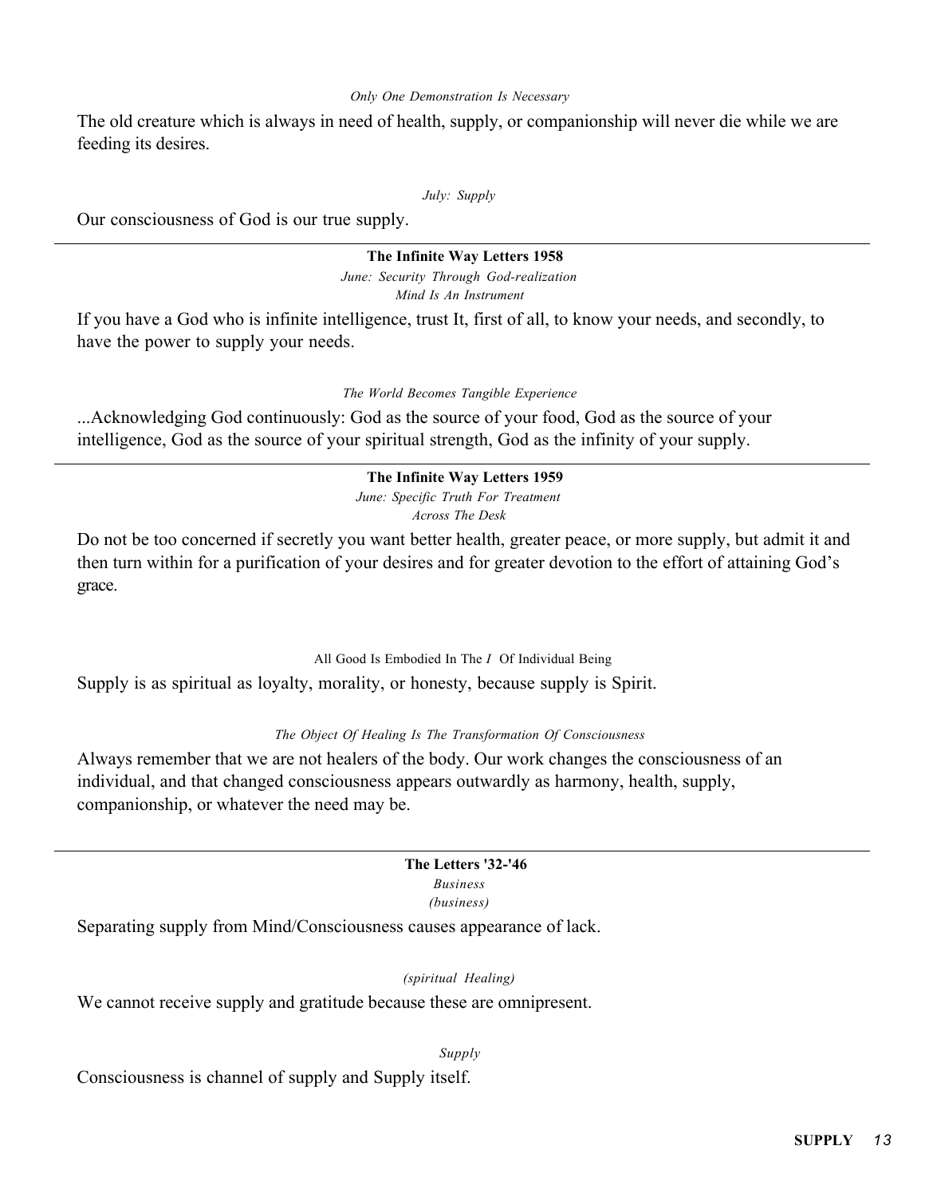*Only One Demonstration Is Necessary*

The old creature which is always in need of health, supply, or companionship will never die while we are feeding its desires.

*July: Supply*

Our consciousness of God is our true supply.

---

**The Infinite Way Letters 1958**

*June: Security Through God-realization*

*Mind Is An Instrument*

If you have a God who is infinite intelligence, trust It, first of all, to know your needs, and secondly, to have the power to supply your needs.

*The World Becomes Tangible Experience*

...Acknowledging God continuously: God as the source of your food, God as the source of your intelligence, God as the source of your spiritual strength, God as the infinity of your supply.

---

**The Infinite Way Letters 1959**

*June: Specific Truth For Treatment*

*Across The Desk*

Do not be too concerned if secretly you want better health, greater peace, or more supply, but admit it and then turn within for a purification of your desires and for greater devotion to the effort of attaining God's grace.

All Good Is Embodied In The *I* Of Individual Being

Supply is as spiritual as loyalty, morality, or honesty, because supply is Spirit.

*The Object Of Healing Is The Transformation Of Consciousness*

Always remember that we are not healers of the body. Our work changes the consciousness of an individual, and that changed consciousness appears outwardly as harmony, health, supply, companionship, or whatever the need may be.

---

**The Letters '32-'46**

*Business*

*(business)*

Separating supply from Mind/Consciousness causes appearance of lack.

*(spiritual Healing)*

We cannot receive supply and gratitude because these are omnipresent.

*Supply*

Consciousness is channel of supply and Supply itself.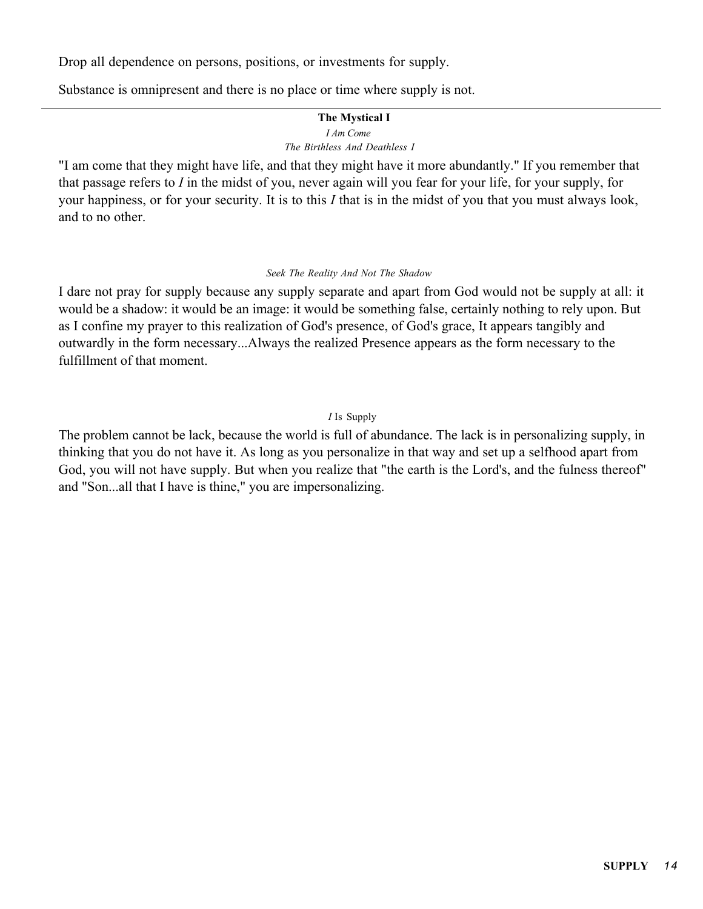Drop all dependence on persons, positions, or investments for supply.

Substance is omnipresent and there is no place or time where supply is not.

---

## The Mystical I

### *I Am Come*

### *The Birthless And Deathless I*

"I am come that they might have life, and that they might have it more abundantly." If you remember that that passage refers to *I* in the midst of you, never again will you fear for your life, for your supply, for your happiness, or for your security. It is to this *I* that is in the midst of you that you must always look, and to no other.

### *Seek The Reality And Not The Shadow*

I dare not pray for supply because any supply separate and apart from God would not be supply at all: it would be a shadow: it would be an image: it would be something false, certainly nothing to rely upon. But as I confine my prayer to this realization of God's presence, of God's grace, It appears tangibly and outwardly in the form necessary...Always the realized Presence appears as the form necessary to the fulfillment of that moment.

### *I* Is Supply

The problem cannot be lack, because the world is full of abundance. The lack is in personalizing supply, in thinking that you do not have it. As long as you personalize in that way and set up a selfhood apart from God, you will not have supply. But when you realize that "the earth is the Lord's, and the fulness thereof" and "Son...all that I have is thine," you are impersonalizing.